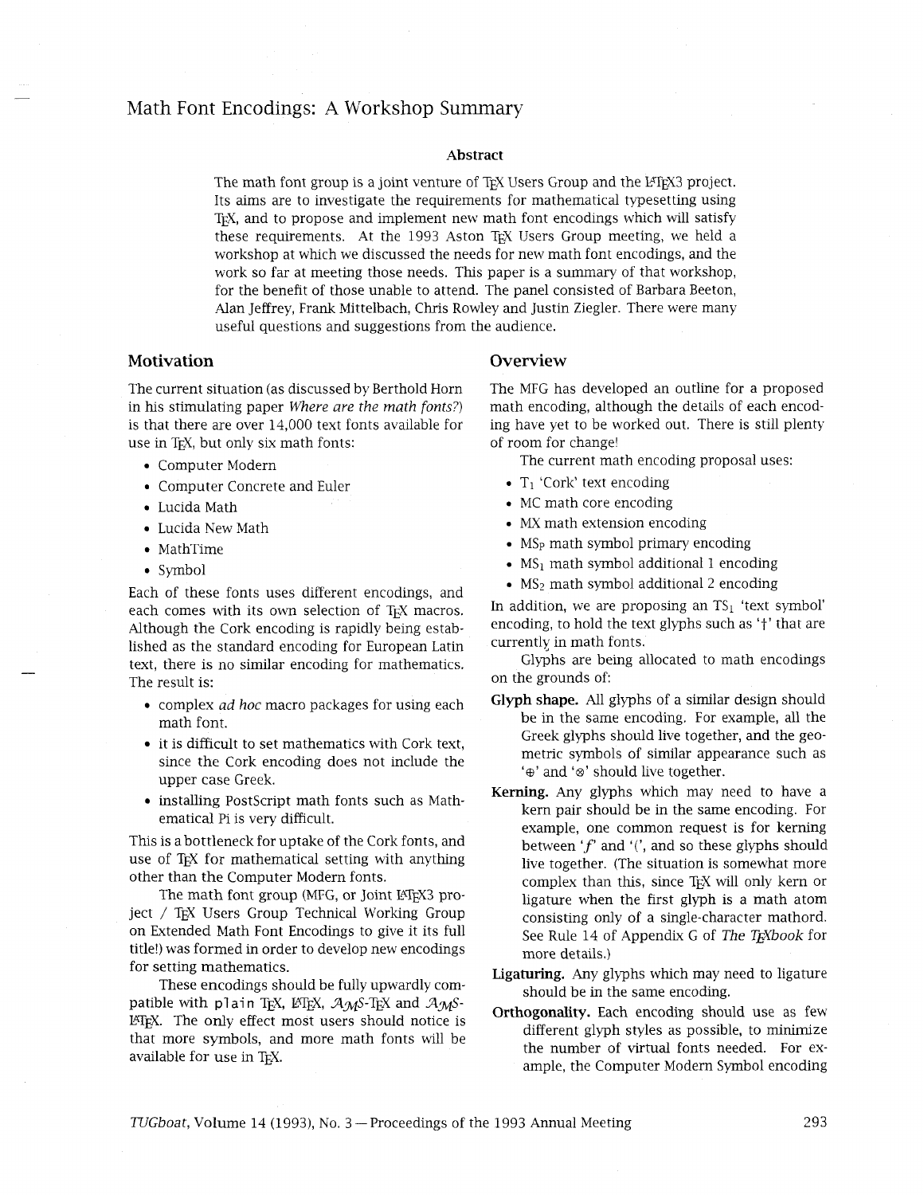# Math Font Encodings: A Workshop Summary

### Abstract

The math font group is a joint venture of TEX Users Group and the LATEX3 project. Its aims are to investigate the requirements for mathematical typesetting using TEX, and to propose and implement new math font encodings which will satisfy these requirements. At the 1993 Aston TEX Users Group meeting, we held a workshop at which we discussed the needs for new math font encodings, and the work so far at meeting those needs. This paper is a summary of that workshop, for the benefit of those unable to attend. The panel consisted of Barbara Beeton, Alan Jeffrey, Frank Mittelbach, Chris Rowley and Justin Ziegler. There were many useful questions and suggestions from the audience.

## Motivation

The current situation (as discussed by Berthold Horn in his stimulating paper *Where are the math fonts?*) is that there are over 14,000 text fonts available for use in TEX, but only six math fonts:

- Computer Modern
- Computer Concrete and Euler
- Lucida Math
- Lucida New Math
- MathTime
- Symbol

Each of these fonts uses different encodings, and each comes with its own selection of TEX macros. Although the Cork encoding is rapidly being established as the standard encoding for European Latin text, there is no similar encoding for mathematics. The result is:

- complex *ad hoc* macro packages for using each math font.
- it is difficult to set mathematics with Cork text, since the Cork encoding does not include the upper case Greek.
- installing PostScript math fonts such as Mathematical Pi is very difficult.

This is a bottleneck for uptake of the Cork fonts, and use of TEX for mathematical setting with anything other than the Computer Modern fonts.

The math font group (MFG, or Joint LATEX3 project / TEX Users Group Technical Working Group on Extended Math Font Encodings to give it its full title!) was formed in order to develop new encodings for setting mathematics.

These encodings should be fully upwardly compatible with `plain` TEX, LATEX, AMS-TEX and AMS-LATEX. The only effect most users should notice is that more symbols, and more math fonts will be available for use in TEX.

## Overview

The MFG has developed an outline for a proposed math encoding, although the details of each encoding have yet to be worked out. There is still plenty of room for change!

The current math encoding proposal uses:

- $T_1$ 'Cork' text encoding
- MC math core encoding
- MX math extension encoding
- $MS_P$ math symbol primary encoding
- $MS_1$ math symbol additional 1 encoding
- $MS_2$ math symbol additional 2 encoding

In addition, we are proposing an $TS_1$ 'text symbol' encoding, to hold the text glyphs such as '†' that are currently in math fonts.

Glyphs are being allocated to math encodings on the grounds of:

**Glyph shape.** All glyphs of a similar design should be in the same encoding. For example, all the Greek glyphs should live together, and the geometric symbols of similar appearance such as '⊕' and '⊗' should live together.

**Kerning.** Any glyphs which may need to have a kern pair should be in the same encoding. For example, one common request is for kerning between '*f*' and '(', and so these glyphs should live together. (The situation is somewhat more complex than this, since TEX will only kern or ligature when the first glyph is a math atom consisting only of a single-character mathord. See Rule 14 of Appendix G of *The TEXbook* for more details.)

**Ligaturing.** Any glyphs which may need to ligature should be in the same encoding.

**Orthogonality.** Each encoding should use as few different glyph styles as possible, to minimize the number of virtual fonts needed. For example, the Computer Modern Symbol encoding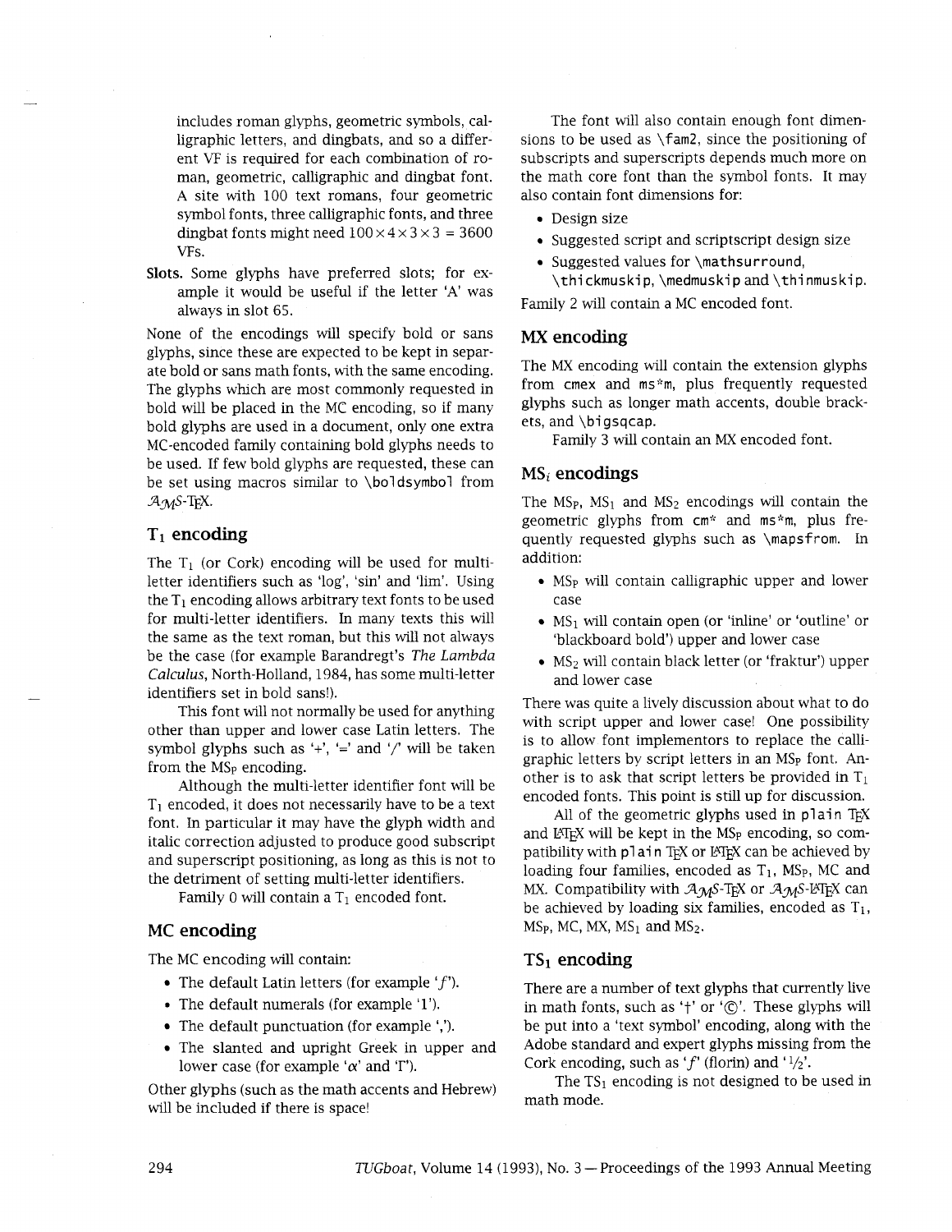includes roman glyphs, geometric symbols, calligraphic letters, and dingbats, and so a different VF is required for each combination of roman, geometric, calligraphic and dingbat font. A site with 100 text romans, four geometric symbol fonts, three calligraphic fonts, and three dingbat fonts might need $100 \times 4 \times 3 \times 3 = 3600$ VFs.

**Slots.** Some glyphs have preferred slots; for example it would be useful if the letter 'A' was always in slot 65.

None of the encodings will specify bold or sans glyphs, since these are expected to be kept in separate bold or sans math fonts, with the same encoding. The glyphs which are most commonly requested in bold will be placed in the MC encoding, so if many bold glyphs are used in a document, only one extra MC-encoded family containing bold glyphs needs to be used. If few bold glyphs are requested, these can be set using macros similar to `\boldsymbol` from AMS-TeX.

## $T_1$ encoding

The $T_1$ (or Cork) encoding will be used for multi-letter identifiers such as 'log', 'sin' and 'lim'. Using the $T_1$ encoding allows arbitrary text fonts to be used for multi-letter identifiers. In many texts this will the same as the text roman, but this will not always be the case (for example Barandregt's *The Lambda Calculus*, North-Holland, 1984, has some multi-letter identifiers set in bold sans!).

This font will not normally be used for anything other than upper and lower case Latin letters. The symbol glyphs such as '+', '=' and '/' will be taken from the $MS_P$ encoding.

Although the multi-letter identifier font will be $T_1$ encoded, it does not necessarily have to be a text font. In particular it may have the glyph width and italic correction adjusted to produce good subscript and superscript positioning, as long as this is not to the detriment of setting multi-letter identifiers.

Family 0 will contain a $T_1$ encoded font.

## MC encoding

The MC encoding will contain:

- The default Latin letters (for example '$f$').
- The default numerals (for example '1').
- The default punctuation (for example ',').
- The slanted and upright Greek in upper and lower case (for example '$\alpha$' and 'Γ').

Other glyphs (such as the math accents and Hebrew) will be included if there is space!

The font will also contain enough font dimensions to be used as `\fam2`, since the positioning of subscripts and superscripts depends much more on the math core font than the symbol fonts. It may also contain font dimensions for:

- Design size
- Suggested script and scriptscript design size
- Suggested values for `\mathsurround`, `\thickmuskip`, `\medmuskip` and `\thinmuskip`.

Family 2 will contain a MC encoded font.

## MX encoding

The MX encoding will contain the extension glyphs from `cmex` and `ms*m`, plus frequently requested glyphs such as longer math accents, double brackets, and `\bigsqcap`.

Family 3 will contain an MX encoded font.

## $MS_i$ encodings

The $MS_P$, $MS_1$ and $MS_2$ encodings will contain the geometric glyphs from `cm*` and `ms*m`, plus frequently requested glyphs such as `\mapsfrom`. In addition:

- $MS_P$ will contain calligraphic upper and lower case
- $MS_1$ will contain open (or 'inline' or 'outline' or 'blackboard bold') upper and lower case
- $MS_2$ will contain black letter (or 'fraktur') upper and lower case

There was quite a lively discussion about what to do with script upper and lower case! One possibility is to allow font implementors to replace the calligraphic letters by script letters in an $MS_P$ font. Another is to ask that script letters be provided in $T_1$ encoded fonts. This point is still up for discussion.

All of the geometric glyphs used in `plain` TeX and LaTeX will be kept in the $MS_P$ encoding, so compatibility with `plain` TeX or LaTeX can be achieved by loading four families, encoded as $T_1$, $MS_P$, MC and MX. Compatibility with AMS-TeX or AMS-LaTeX can be achieved by loading six families, encoded as $T_1$, $MS_P$, MC, MX, $MS_1$ and $MS_2$.

## $TS_1$ encoding

There are a number of text glyphs that currently live in math fonts, such as '†' or '©'. These glyphs will be put into a 'text symbol' encoding, along with the Adobe standard and expert glyphs missing from the Cork encoding, such as '$f$' (florin) and '½'.

The $TS_1$ encoding is not designed to be used in math mode.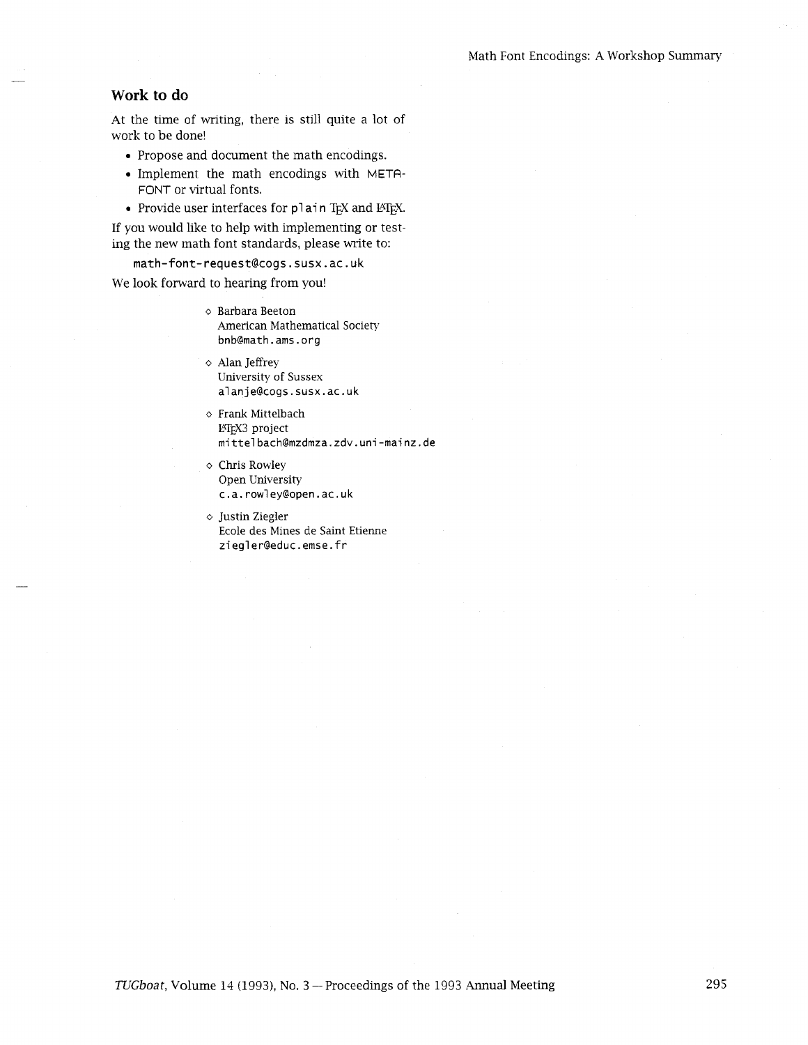## Work to do

At the time of writing, there is still quite a lot of work to be done!

- Propose and document the math encodings.
- Implement the math encodings with METAFONT or virtual fonts.
- Provide user interfaces for `plain` TeX and LaTeX.

If you would like to help with implementing or testing the new math font standards, please write to:

`math-font-request@cogs.susx.ac.uk`

We look forward to hearing from you!

◇ Barbara Beeton
American Mathematical Society
`bnb@math.ams.org`

◇ Alan Jeffrey
University of Sussex
`alanje@cogs.susx.ac.uk`

◇ Frank Mittelbach
LaTeX3 project
`mittelbach@mzdmza.zdv.uni-mainz.de`

◇ Chris Rowley
Open University
`c.a.rowley@open.ac.uk`

◇ Justin Ziegler
Ecole des Mines de Saint Etienne
`ziegler@educ.emse.fr`